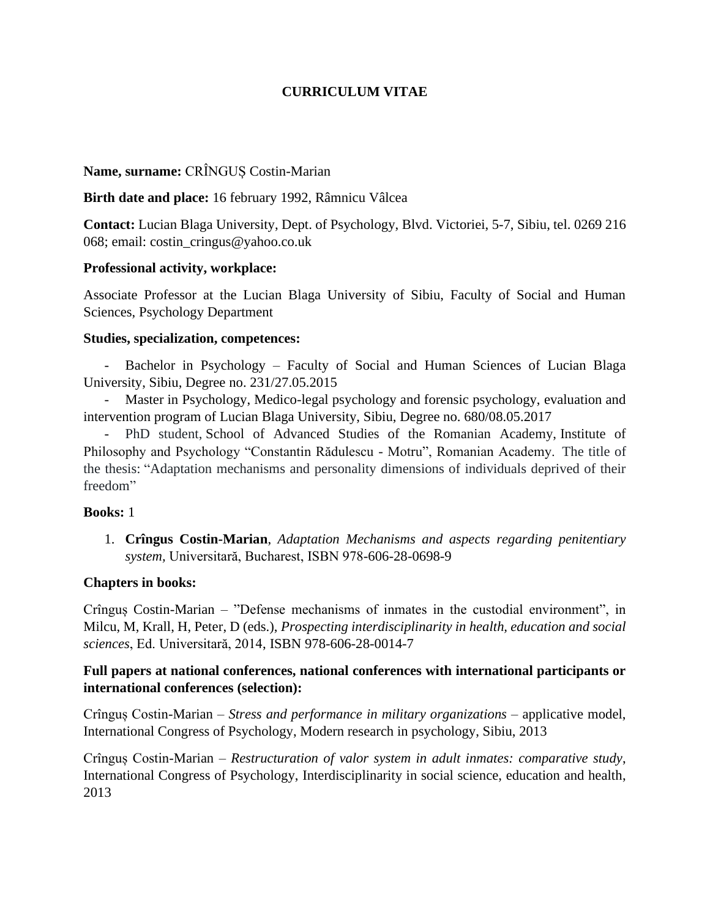# CURRICULUM VITAE

**Name, surname:** CRÎNGUȘ Costin-Marian

**Birth date and place:** 16 february 1992, Râmnicu Vâlcea

**Contact:** Lucian Blaga University, Dept. of Psychology, Blvd. Victoriei, 5-7, Sibiu, tel. 0269 216 068; email: costin_cringus@yahoo.co.uk

**Professional activity, workplace:**

Associate Professor at the Lucian Blaga University of Sibiu, Faculty of Social and Human Sciences, Psychology Department

**Studies, specialization, competences:**

- Bachelor in Psychology – Faculty of Social and Human Sciences of Lucian Blaga University, Sibiu, Degree no. 231/27.05.2015
- Master in Psychology, Medico-legal psychology and forensic psychology, evaluation and intervention program of Lucian Blaga University, Sibiu, Degree no. 680/08.05.2017
- PhD student, School of Advanced Studies of the Romanian Academy, Institute of Philosophy and Psychology "Constantin Rădulescu - Motru", Romanian Academy. The title of the thesis: "Adaptation mechanisms and personality dimensions of individuals deprived of their freedom"

**Books:** 1

1. **Crîngus Costin-Marian**, *Adaptation Mechanisms and aspects regarding penitentiary system,* Universitară, Bucharest, ISBN 978-606-28-0698-9

**Chapters in books:**

Crînguș Costin-Marian – "Defense mechanisms of inmates in the custodial environment", in Milcu, M, Krall, H, Peter, D (eds.), *Prospecting interdisciplinarity in health, education and social sciences*, Ed. Universitară, 2014, ISBN 978-606-28-0014-7

**Full papers at national conferences, national conferences with international participants or international conferences (selection):**

Crînguș Costin-Marian – *Stress and performance in military organizations* – applicative model, International Congress of Psychology, Modern research in psychology, Sibiu, 2013

Crînguș Costin-Marian – *Restructuration of valor system in adult inmates: comparative study*, International Congress of Psychology, Interdisciplinarity in social science, education and health, 2013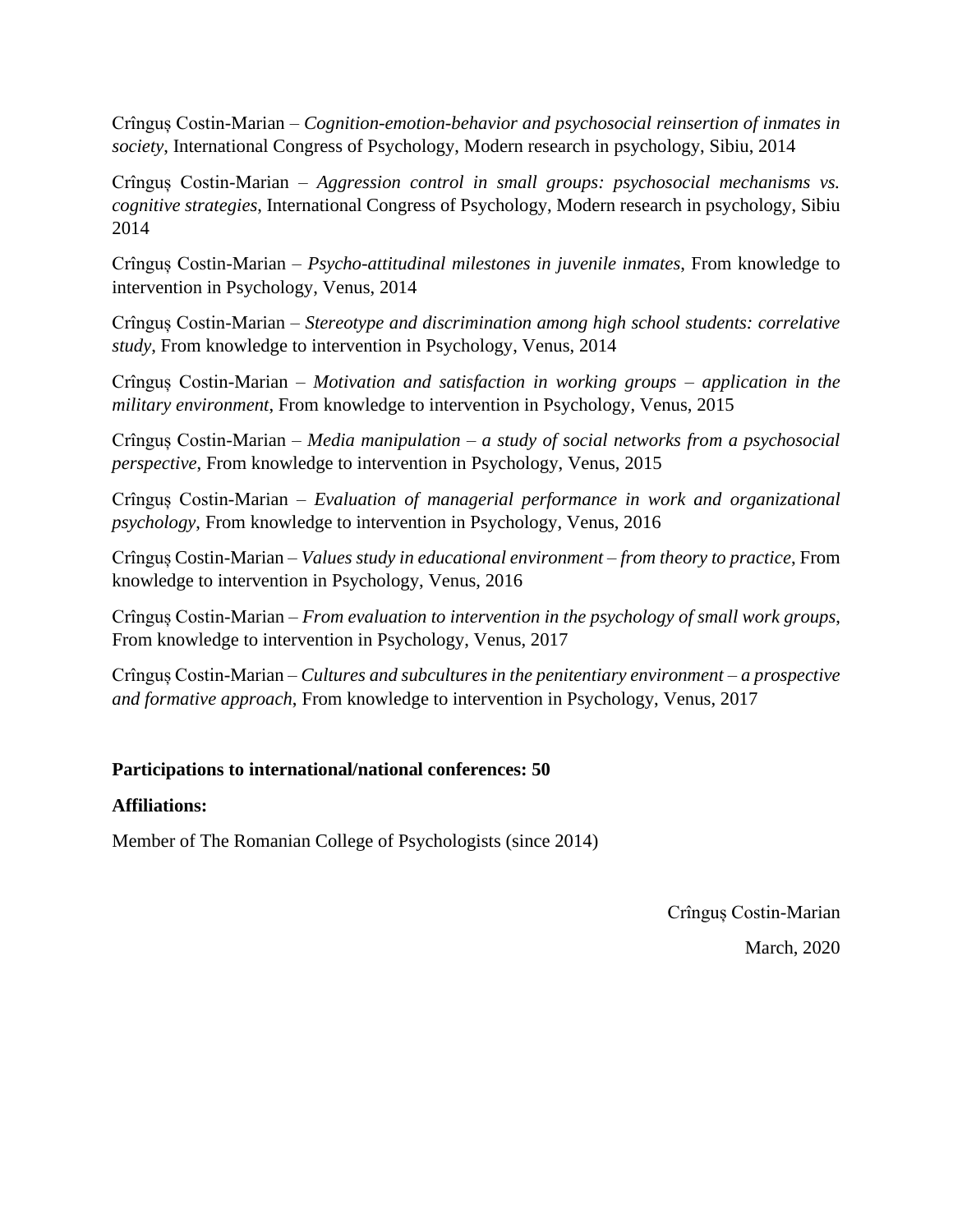Crînguș Costin-Marian – *Cognition-emotion-behavior and psychosocial reinsertion of inmates in society*, International Congress of Psychology, Modern research in psychology, Sibiu, 2014

Crînguș Costin-Marian – *Aggression control in small groups: psychosocial mechanisms vs. cognitive strategies*, International Congress of Psychology, Modern research in psychology, Sibiu 2014

Crînguș Costin-Marian – *Psycho-attitudinal milestones in juvenile inmates*, From knowledge to intervention in Psychology, Venus, 2014

Crînguș Costin-Marian – *Stereotype and discrimination among high school students: correlative study*, From knowledge to intervention in Psychology, Venus, 2014

Crînguș Costin-Marian – *Motivation and satisfaction in working groups – application in the military environment*, From knowledge to intervention in Psychology, Venus, 2015

Crînguș Costin-Marian – *Media manipulation – a study of social networks from a psychosocial perspective*, From knowledge to intervention in Psychology, Venus, 2015

Crînguș Costin-Marian – *Evaluation of managerial performance in work and organizational psychology*, From knowledge to intervention in Psychology, Venus, 2016

Crînguș Costin-Marian – *Values study in educational environment – from theory to practice*, From knowledge to intervention in Psychology, Venus, 2016

Crînguș Costin-Marian – *From evaluation to intervention in the psychology of small work groups*, From knowledge to intervention in Psychology, Venus, 2017

Crînguș Costin-Marian – *Cultures and subcultures in the penitentiary environment – a prospective and formative approach*, From knowledge to intervention in Psychology, Venus, 2017

**Participations to international/national conferences: 50**

**Affiliations:**

Member of The Romanian College of Psychologists (since 2014)

Crînguș Costin-Marian

March, 2020